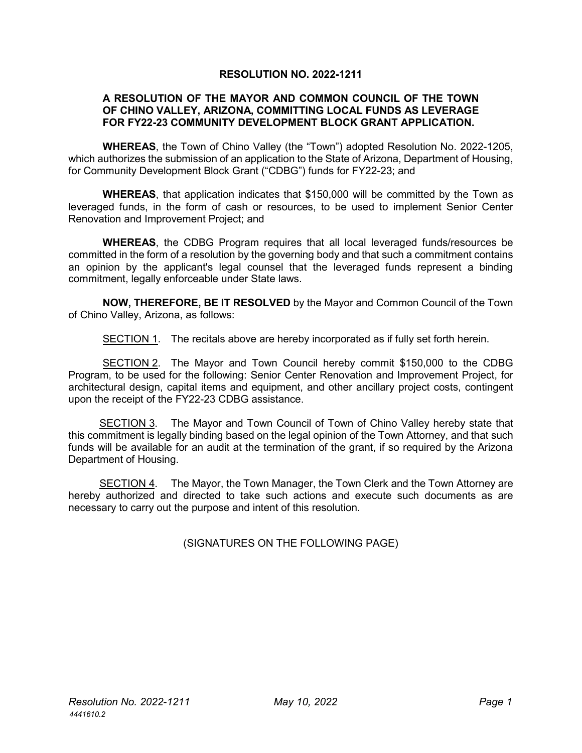# RESOLUTION NO. 2022-1211

**A RESOLUTION OF THE MAYOR AND COMMON COUNCIL OF THE TOWN OF CHINO VALLEY, ARIZONA, COMMITTING LOCAL FUNDS AS LEVERAGE FOR FY22-23 COMMUNITY DEVELOPMENT BLOCK GRANT APPLICATION.**

**WHEREAS**, the Town of Chino Valley (the "Town") adopted Resolution No. 2022-1205, which authorizes the submission of an application to the State of Arizona, Department of Housing, for Community Development Block Grant ("CDBG") funds for FY22-23; and

**WHEREAS**, that application indicates that $150,000 will be committed by the Town as leveraged funds, in the form of cash or resources, to be used to implement Senior Center Renovation and Improvement Project; and

**WHEREAS**, the CDBG Program requires that all local leveraged funds/resources be committed in the form of a resolution by the governing body and that such a commitment contains an opinion by the applicant's legal counsel that the leveraged funds represent a binding commitment, legally enforceable under State laws.

**NOW, THEREFORE, BE IT RESOLVED** by the Mayor and Common Council of the Town of Chino Valley, Arizona, as follows:

SECTION 1. The recitals above are hereby incorporated as if fully set forth herein.

SECTION 2. The Mayor and Town Council hereby commit $150,000 to the CDBG Program, to be used for the following: Senior Center Renovation and Improvement Project, for architectural design, capital items and equipment, and other ancillary project costs, contingent upon the receipt of the FY22-23 CDBG assistance.

SECTION 3. The Mayor and Town Council of Town of Chino Valley hereby state that this commitment is legally binding based on the legal opinion of the Town Attorney, and that such funds will be available for an audit at the termination of the grant, if so required by the Arizona Department of Housing.

SECTION 4. The Mayor, the Town Manager, the Town Clerk and the Town Attorney are hereby authorized and directed to take such actions and execute such documents as are necessary to carry out the purpose and intent of this resolution.

(SIGNATURES ON THE FOLLOWING PAGE)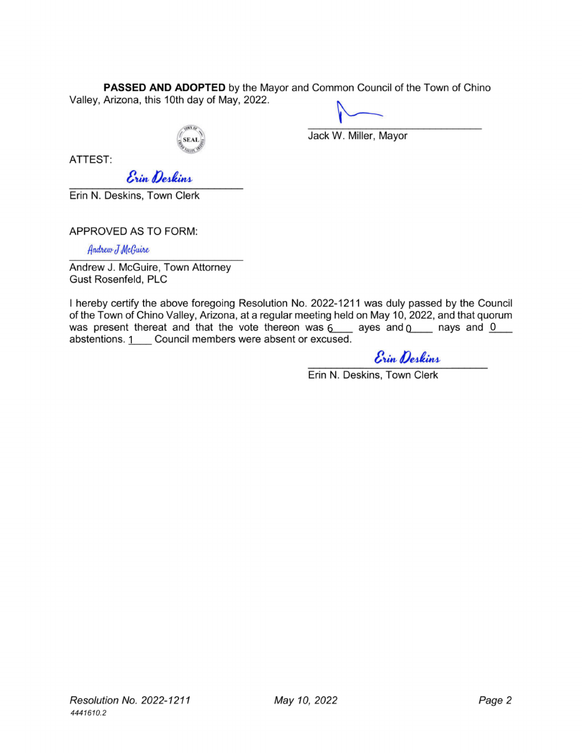**PASSED AND ADOPTED** by the Mayor and Common Council of the Town of Chino Valley, Arizona, this 10th day of May, 2022.

\_\_\_\_\_\_\_\_\_\_\_\_\_\_\_\_\_\_\_\_\_\_\_\_\_\_\_\_\_\_
Jack W. Miller, Mayor

SEAL

ATTEST:

*Erin Deskins*
\_\_\_\_\_\_\_\_\_\_\_\_\_\_\_\_\_\_\_\_\_\_\_\_\_\_\_\_\_\_
Erin N. Deskins, Town Clerk

APPROVED AS TO FORM:

*Andrew J McGuire*
\_\_\_\_\_\_\_\_\_\_\_\_\_\_\_\_\_\_\_\_\_\_\_\_\_\_\_\_\_\_
Andrew J. McGuire, Town Attorney
Gust Rosenfeld, PLC

I hereby certify the above foregoing Resolution No. 2022-1211 was duly passed by the Council of the Town of Chino Valley, Arizona, at a regular meeting held on May 10, 2022, and that quorum was present thereat and that the vote thereon was 6 ayes and 0 nays and 0 abstentions. 1 Council members were absent or excused.

*Erin Deskins*
\_\_\_\_\_\_\_\_\_\_\_\_\_\_\_\_\_\_\_\_\_\_\_\_\_\_\_\_\_\_
Erin N. Deskins, Town Clerk

*4441610.2*